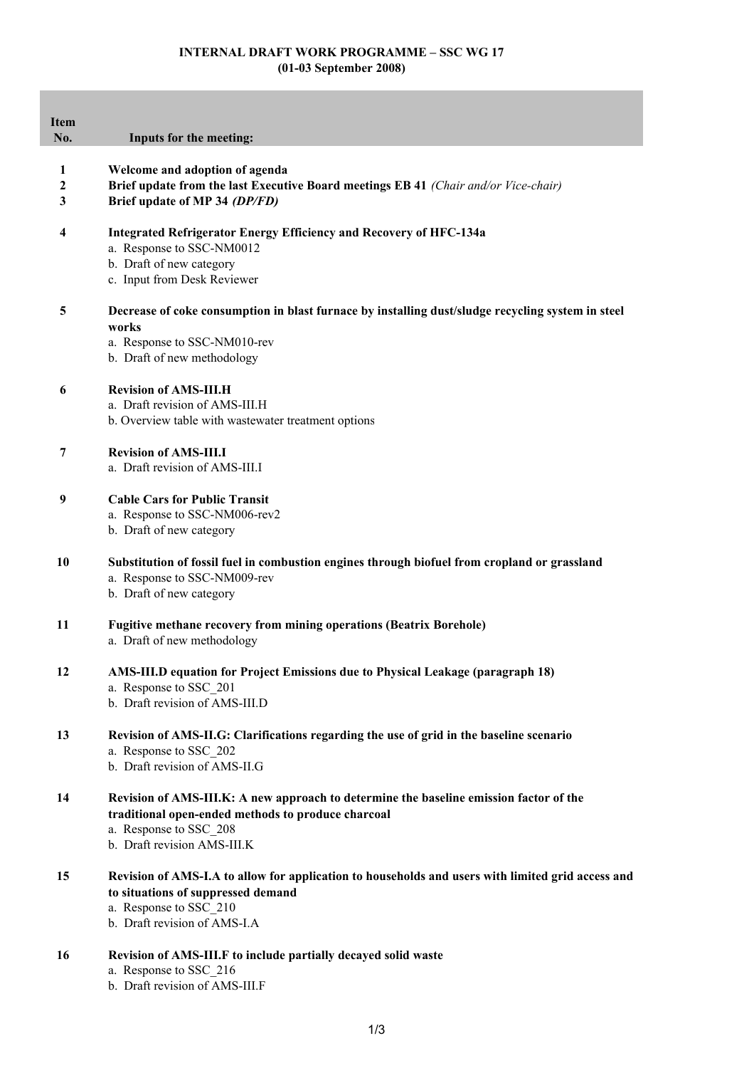# INTERNAL DRAFT WORK PROGRAMME – SSC WG 17
## (01-03 September 2008)

| Item No. | Inputs for the meeting: |
|---|---|
| 1 | **Welcome and adoption of agenda** |
| 2 | **Brief update from the last Executive Board meetings EB 41** *(Chair and/or Vice-chair)* |
| 3 | **Brief update of MP 34** ***(DP/FD)*** |
| 4 | **Integrated Refrigerator Energy Efficiency and Recovery of HFC-134a**<br>a. Response to SSC-NM0012<br>b. Draft of new category<br>c. Input from Desk Reviewer |
| 5 | **Decrease of coke consumption in blast furnace by installing dust/sludge recycling system in steel works**<br>a. Response to SSC-NM010-rev<br>b. Draft of new methodology |
| 6 | **Revision of AMS-III.H**<br>a. Draft revision of AMS-III.H<br>b. Overview table with wastewater treatment options |
| 7 | **Revision of AMS-III.I**<br>a. Draft revision of AMS-III.I |
| 9 | **Cable Cars for Public Transit**<br>a. Response to SSC-NM006-rev2<br>b. Draft of new category |
| 10 | **Substitution of fossil fuel in combustion engines through biofuel from cropland or grassland**<br>a. Response to SSC-NM009-rev<br>b. Draft of new category |
| 11 | **Fugitive methane recovery from mining operations (Beatrix Borehole)**<br>a. Draft of new methodology |
| 12 | **AMS-III.D equation for Project Emissions due to Physical Leakage (paragraph 18)**<br>a. Response to SSC_201<br>b. Draft revision of AMS-III.D |
| 13 | **Revision of AMS-II.G: Clarifications regarding the use of grid in the baseline scenario**<br>a. Response to SSC_202<br>b. Draft revision of AMS-II.G |
| 14 | **Revision of AMS-III.K: A new approach to determine the baseline emission factor of the traditional open-ended methods to produce charcoal**<br>a. Response to SSC_208<br>b. Draft revision AMS-III.K |
| 15 | **Revision of AMS-I.A to allow for application to households and users with limited grid access and to situations of suppressed demand**<br>a. Response to SSC_210<br>b. Draft revision of AMS-I.A |
| 16 | **Revision of AMS-III.F to include partially decayed solid waste**<br>a. Response to SSC_216<br>b. Draft revision of AMS-III.F |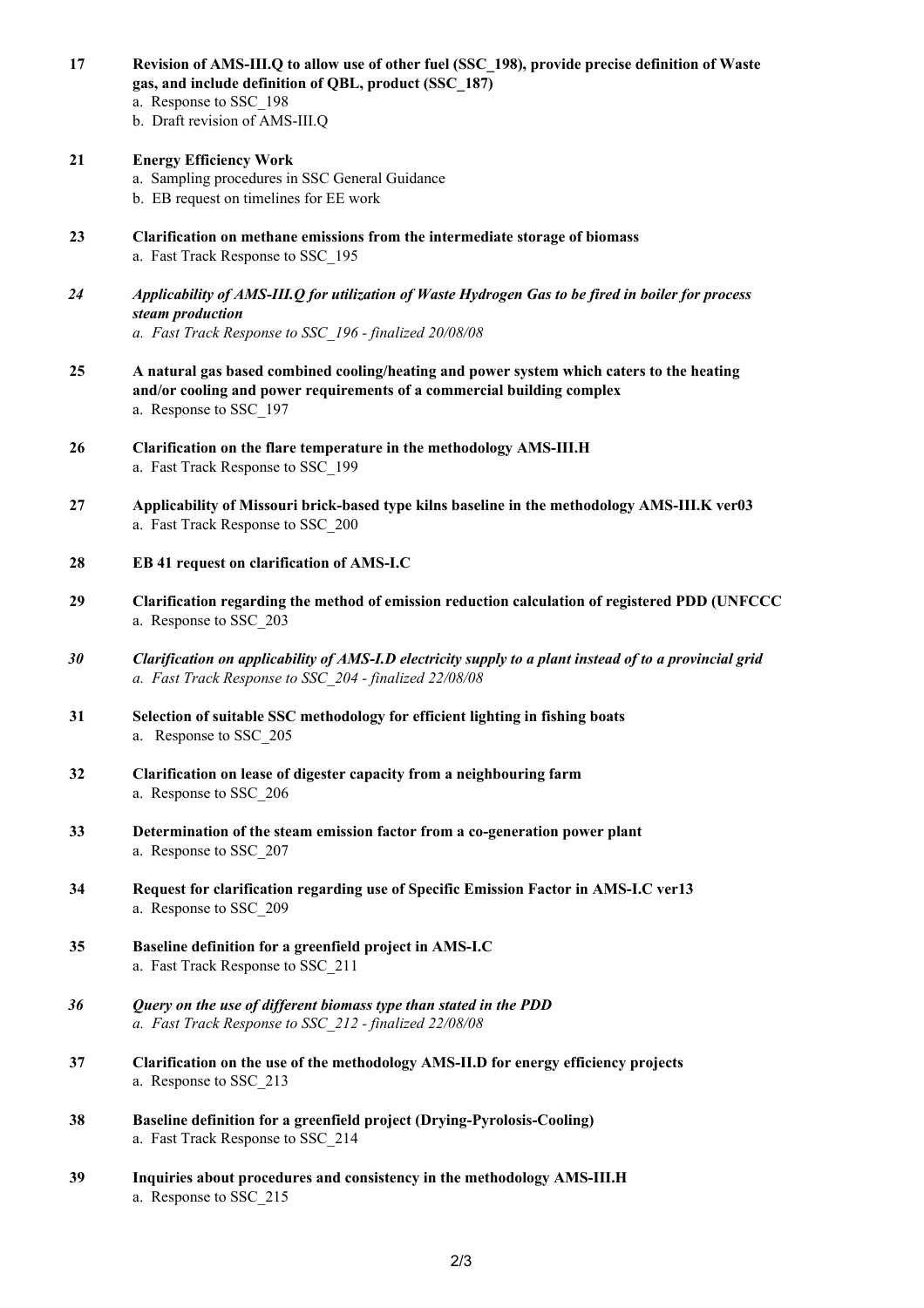**17 Revision of AMS-III.Q to allow use of other fuel (SSC_198), provide precise definition of Waste gas, and include definition of QBL, product (SSC_187)**

a. Response to SSC_198
b. Draft revision of AMS-III.Q

**21 Energy Efficiency Work**

a. Sampling procedures in SSC General Guidance
b. EB request on timelines for EE work

**23 Clarification on methane emissions from the intermediate storage of biomass**

a. Fast Track Response to SSC_195

***24 Applicability of AMS-III.Q for utilization of Waste Hydrogen Gas to be fired in boiler for process steam production***

*a. Fast Track Response to SSC_196 - finalized 20/08/08*

**25 A natural gas based combined cooling/heating and power system which caters to the heating and/or cooling and power requirements of a commercial building complex**

a. Response to SSC_197

**26 Clarification on the flare temperature in the methodology AMS-III.H**

a. Fast Track Response to SSC_199

**27 Applicability of Missouri brick-based type kilns baseline in the methodology AMS-III.K ver03**

a. Fast Track Response to SSC_200

**28 EB 41 request on clarification of AMS-I.C**

**29 Clarification regarding the method of emission reduction calculation of registered PDD (UNFCCC**

a. Response to SSC_203

***30 Clarification on applicability of AMS-I.D electricity supply to a plant instead of to a provincial grid***

*a. Fast Track Response to SSC_204 - finalized 22/08/08*

**31 Selection of suitable SSC methodology for efficient lighting in fishing boats**

a. Response to SSC_205

**32 Clarification on lease of digester capacity from a neighbouring farm**

a. Response to SSC_206

**33 Determination of the steam emission factor from a co-generation power plant**

a. Response to SSC_207

**34 Request for clarification regarding use of Specific Emission Factor in AMS-I.C ver13**

a. Response to SSC_209

**35 Baseline definition for a greenfield project in AMS-I.C**

a. Fast Track Response to SSC_211

***36 Query on the use of different biomass type than stated in the PDD***

*a. Fast Track Response to SSC_212 - finalized 22/08/08*

**37 Clarification on the use of the methodology AMS-II.D for energy efficiency projects**

a. Response to SSC_213

**38 Baseline definition for a greenfield project (Drying-Pyrolosis-Cooling)**

a. Fast Track Response to SSC_214

**39 Inquiries about procedures and consistency in the methodology AMS-III.H**

a. Response to SSC_215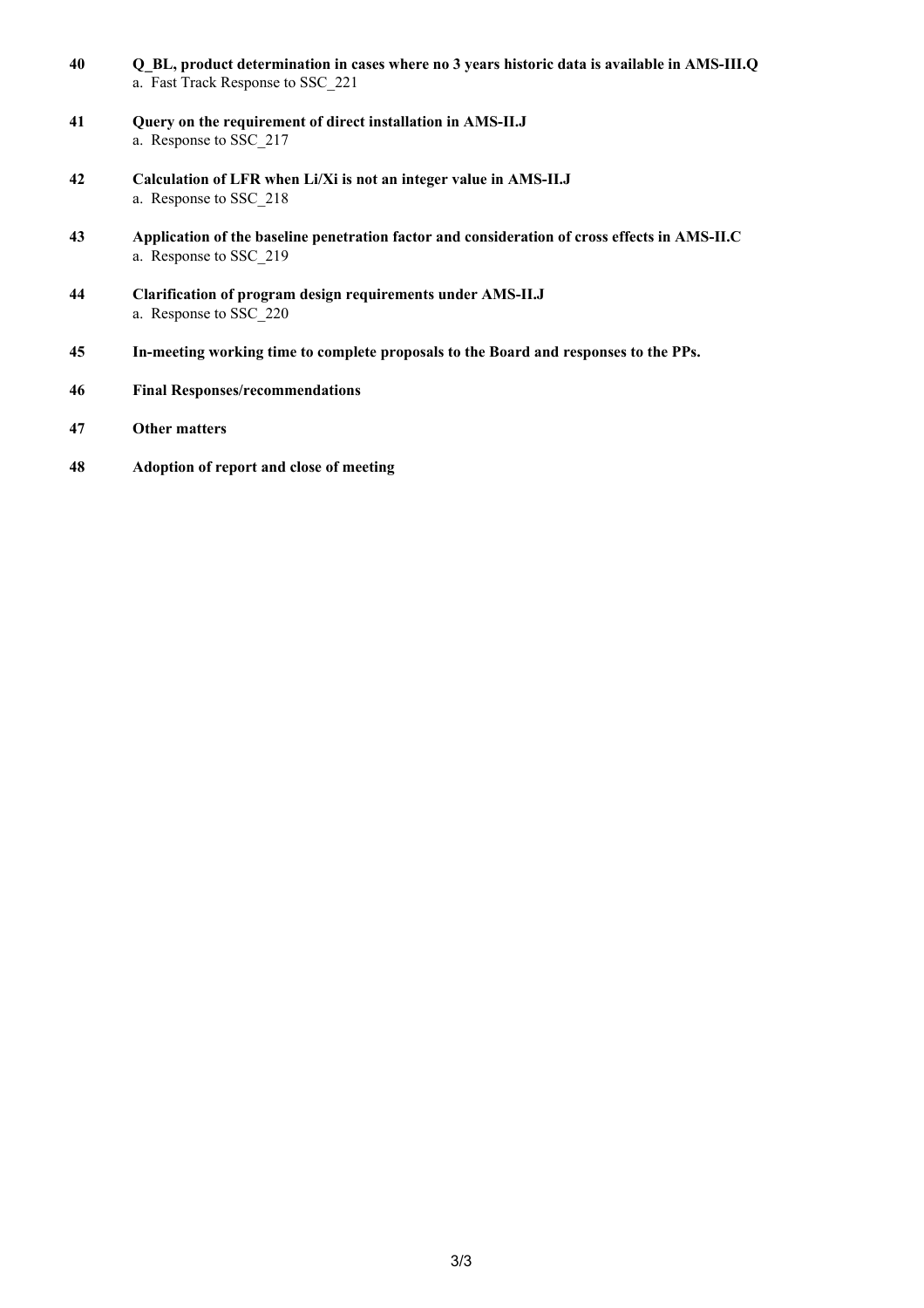**40** **Q_BL, product determination in cases where no 3 years historic data is available in AMS-III.Q**

a. Fast Track Response to SSC_221

**41** **Query on the requirement of direct installation in AMS-II.J**

a. Response to SSC_217

**42** **Calculation of LFR when Li/Xi is not an integer value in AMS-II.J**

a. Response to SSC_218

**43** **Application of the baseline penetration factor and consideration of cross effects in AMS-II.C**

a. Response to SSC_219

**44** **Clarification of program design requirements under AMS-II.J**

a. Response to SSC_220

**45** **In-meeting working time to complete proposals to the Board and responses to the PPs.**

**46** **Final Responses/recommendations**

**47** **Other matters**

**48** **Adoption of report and close of meeting**